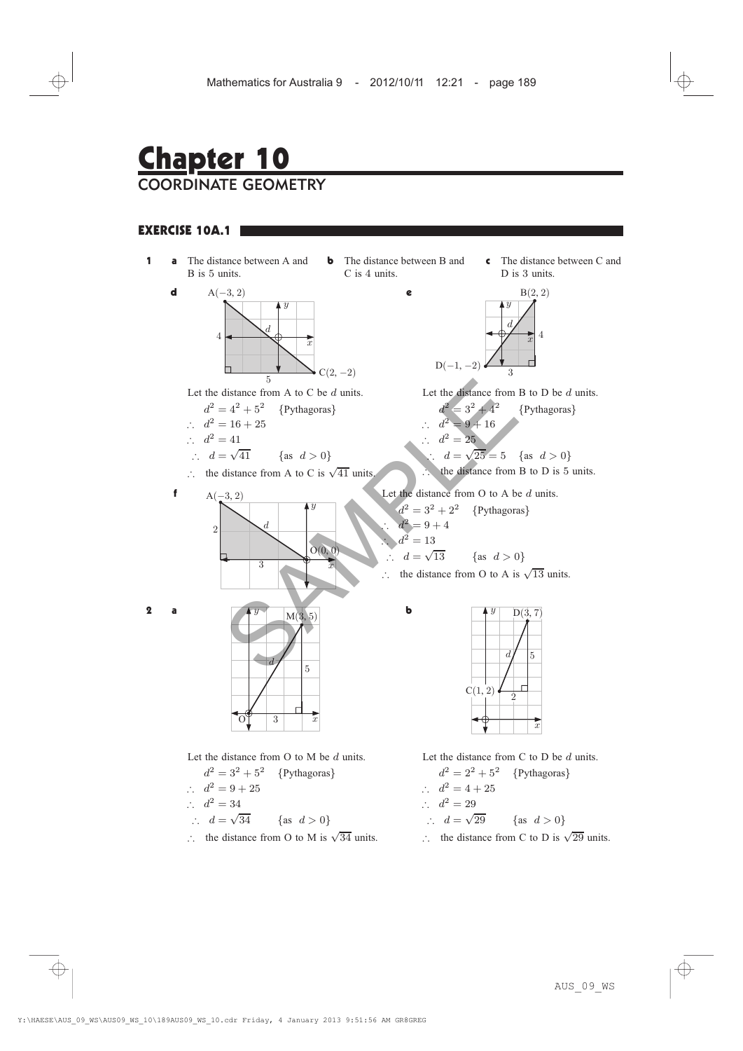# Chapter 10
## COORDINATE GEOMETRY

### EXERCISE 10A.1

**1**

**a** The distance between A and B is 5 units.

**b** The distance between B and C is 4 units.

**c** The distance between C and D is 3 units.

**d** A$(-3, 2)$, C$(2, -2)$

Let the distance from A to C be $d$ units.

$d^2 = 4^2 + 5^2$ {Pythagoras}

$\therefore\ d^2 = 16 + 25$

$\therefore\ d^2 = 41$

$\therefore\ d = \sqrt{41}$ {as $d > 0$}

$\therefore$ the distance from A to C is $\sqrt{41}$ units.

**e** B$(2, 2)$, D$(-1, -2)$

Let the distance from B to D be $d$ units.

$d^2 = 3^2 + 4^2$ {Pythagoras}

$\therefore\ d^2 = 9 + 16$

$\therefore\ d^2 = 25$

$\therefore\ d = \sqrt{25} = 5$ {as $d > 0$}

$\therefore$ the distance from B to D is 5 units.

**f** A$(-3, 2)$, O$(0, 0)$

Let the distance from O to A be $d$ units.

$d^2 = 3^2 + 2^2$ {Pythagoras}

$\therefore\ d^2 = 9 + 4$

$\therefore\ d^2 = 13$

$\therefore\ d = \sqrt{13}$ {as $d > 0$}

$\therefore$ the distance from O to A is $\sqrt{13}$ units.

**2**

**a** O, M$(3, 5)$

Let the distance from O to M be $d$ units.

$d^2 = 3^2 + 5^2$ {Pythagoras}

$\therefore\ d^2 = 9 + 25$

$\therefore\ d^2 = 34$

$\therefore\ d = \sqrt{34}$ {as $d > 0$}

$\therefore$ the distance from O to M is $\sqrt{34}$ units.

**b** C$(1, 2)$, D$(3, 7)$

Let the distance from C to D be $d$ units.

$d^2 = 2^2 + 5^2$ {Pythagoras}

$\therefore\ d^2 = 4 + 25$

$\therefore\ d^2 = 29$

$\therefore\ d = \sqrt{29}$ {as $d > 0$}

$\therefore$ the distance from C to D is $\sqrt{29}$ units.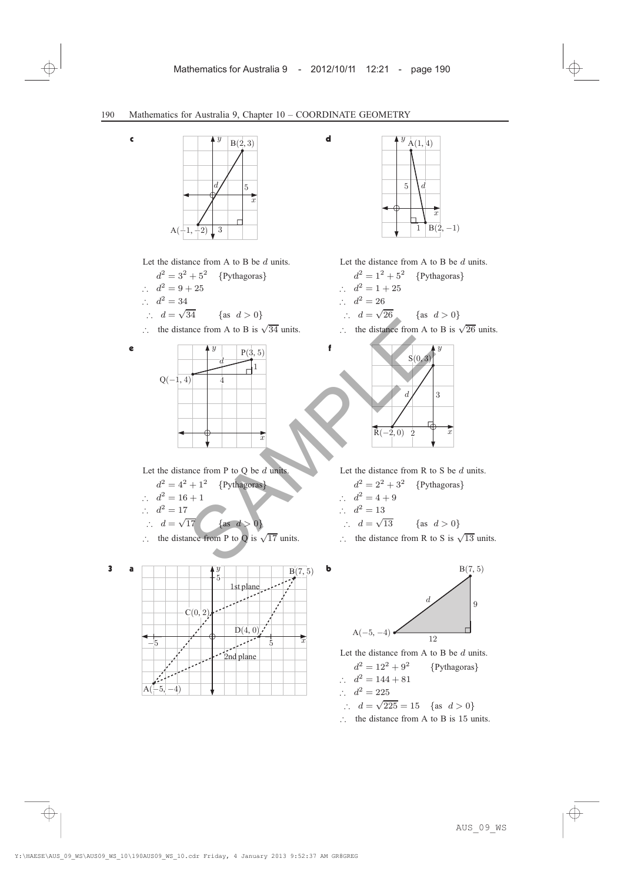**c**

Let the distance from A to B be $d$ units.

$d^2 = 3^2 + 5^2$ {Pythagoras}

$\therefore\ d^2 = 9 + 25$

$\therefore\ d^2 = 34$

$\therefore\ d = \sqrt{34}$ {as $d > 0$}

$\therefore$ the distance from A to B is $\sqrt{34}$ units.

**d**

Let the distance from A to B be $d$ units.

$d^2 = 1^2 + 5^2$ {Pythagoras}

$\therefore\ d^2 = 1 + 25$

$\therefore\ d^2 = 26$

$\therefore\ d = \sqrt{26}$ {as $d > 0$}

$\therefore$ the distance from A to B is $\sqrt{26}$ units.

**e**

Let the distance from P to Q be $d$ units.

$d^2 = 4^2 + 1^2$ {Pythagoras}

$\therefore\ d^2 = 16 + 1$

$\therefore\ d^2 = 17$

$\therefore\ d = \sqrt{17}$ {as $d > 0$}

$\therefore$ the distance from P to Q is $\sqrt{17}$ units.

**f**

Let the distance from R to S be $d$ units.

$d^2 = 2^2 + 3^2$ {Pythagoras}

$\therefore\ d^2 = 4 + 9$

$\therefore\ d^2 = 13$

$\therefore\ d = \sqrt{13}$ {as $d > 0$}

$\therefore$ the distance from R to S is $\sqrt{13}$ units.

**3** **a**

**b**

Let the distance from A to B be $d$ units.

$d^2 = 12^2 + 9^2$ {Pythagoras}

$\therefore\ d^2 = 144 + 81$

$\therefore\ d^2 = 225$

$\therefore\ d = \sqrt{225} = 15$ {as $d > 0$}

$\therefore$ the distance from A to B is 15 units.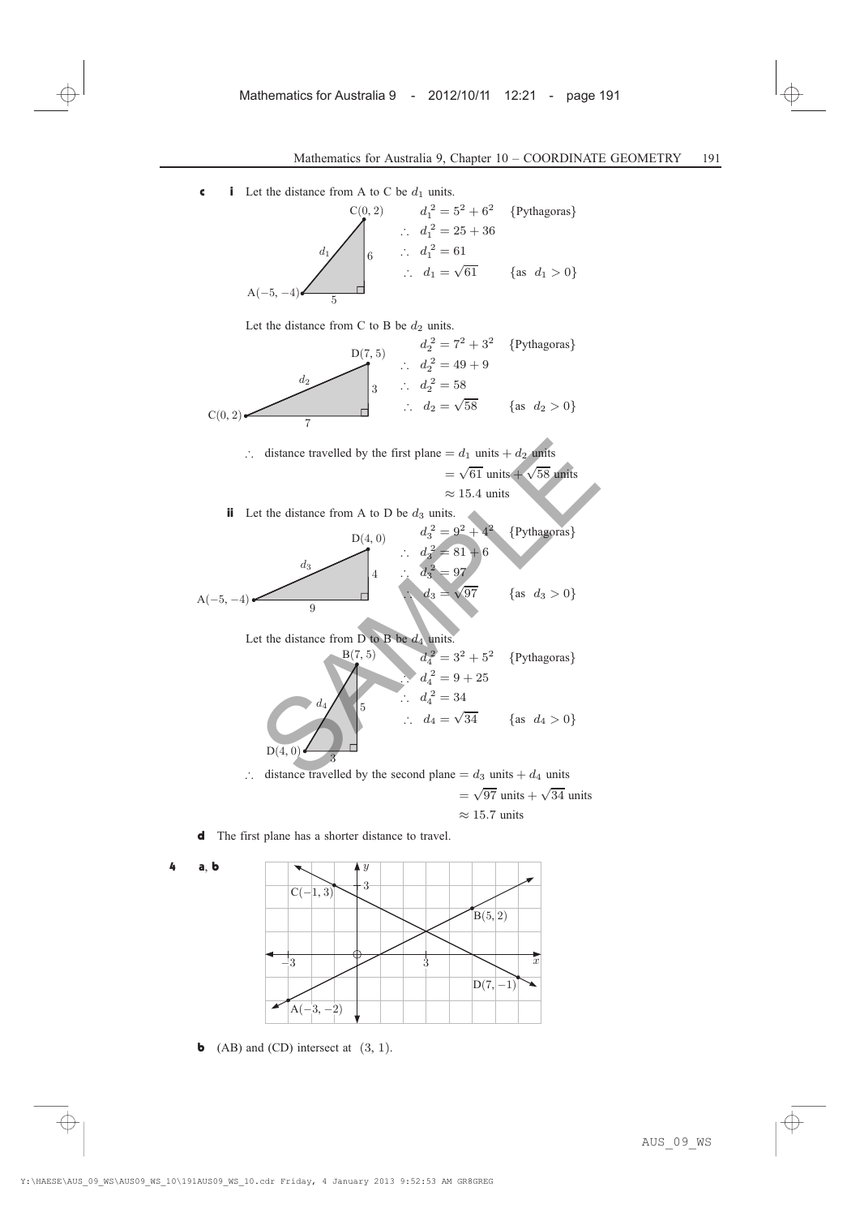**c** **i** Let the distance from A to C be $d_1$ units.

C(0, 2), A(−5, −4), sides 5 and 6

$$d_1^2 = 5^2 + 6^2 \quad \{\text{Pythagoras}\}$$
$$\therefore \ d_1^2 = 25 + 36$$
$$\therefore \ d_1^2 = 61$$
$$\therefore \ d_1 = \sqrt{61} \quad \{\text{as } d_1 > 0\}$$

Let the distance from C to B be $d_2$ units.

D(7, 5), C(0, 2), sides 7 and 3

$$d_2^2 = 7^2 + 3^2 \quad \{\text{Pythagoras}\}$$
$$\therefore \ d_2^2 = 49 + 9$$
$$\therefore \ d_2^2 = 58$$
$$\therefore \ d_2 = \sqrt{58} \quad \{\text{as } d_2 > 0\}$$

$\therefore$ distance travelled by the first plane $= d_1$ units $+ \, d_2$ units
$= \sqrt{61}$ units $+ \sqrt{58}$ units
$\approx 15.4$ units

**ii** Let the distance from A to D be $d_3$ units.

D(4, 0), A(−5, −4), sides 9 and 4

$$d_3^2 = 9^2 + 4^2 \quad \{\text{Pythagoras}\}$$
$$\therefore \ d_3^2 = 81 + 6$$
$$\therefore \ d_3^2 = 97$$
$$\therefore \ d_3 = \sqrt{97} \quad \{\text{as } d_3 > 0\}$$

Let the distance from D to B be $d_4$ units.

B(7, 5), D(4, 0), sides 3 and 5

$$d_4^2 = 3^2 + 5^2 \quad \{\text{Pythagoras}\}$$
$$\therefore \ d_4^2 = 9 + 25$$
$$\therefore \ d_4^2 = 34$$
$$\therefore \ d_4 = \sqrt{34} \quad \{\text{as } d_4 > 0\}$$

$\therefore$ distance travelled by the second plane $= d_3$ units $+ \, d_4$ units
$= \sqrt{97}$ units $+ \sqrt{34}$ units
$\approx 15.7$ units

**d** The first plane has a shorter distance to travel.

**4** **a**, **b**

Graph: lines through A(−3, −2) and B(5, 2), and through C(−1, 3) and D(7, −1).

**b** (AB) and (CD) intersect at (3, 1).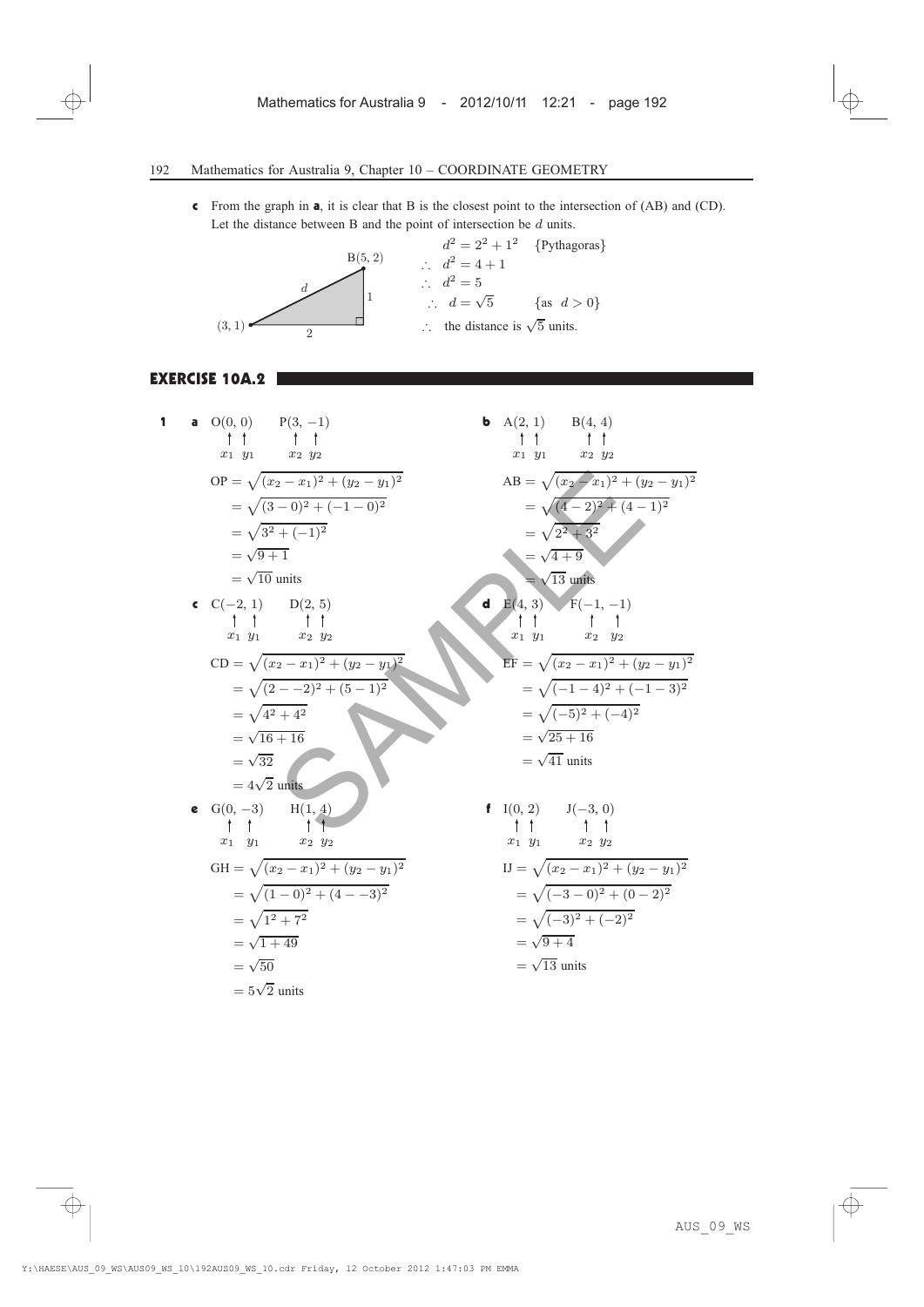**c** From the graph in **a**, it is clear that B is the closest point to the intersection of (AB) and (CD). Let the distance between B and the point of intersection be $d$ units.

$d^2 = 2^2 + 1^2$ {Pythagoras}

$\therefore\ d^2 = 4 + 1$

$\therefore\ d^2 = 5$

$\therefore\ d = \sqrt{5}$ {as $d > 0$}

$\therefore$ the distance is $\sqrt{5}$ units.

## EXERCISE 10A.2

**1** **a** O(0, 0) P(3, −1), with $x_1 = 0$, $y_1 = 0$, $x_2 = 3$, $y_2 = -1$

$$\begin{aligned} \text{OP} &= \sqrt{(x_2 - x_1)^2 + (y_2 - y_1)^2} \\ &= \sqrt{(3-0)^2 + (-1-0)^2} \\ &= \sqrt{3^2 + (-1)^2} \\ &= \sqrt{9+1} \\ &= \sqrt{10} \text{ units} \end{aligned}$$

**b** A(2, 1) B(4, 4), with $x_1 = 2$, $y_1 = 1$, $x_2 = 4$, $y_2 = 4$

$$\begin{aligned} \text{AB} &= \sqrt{(x_2 - x_1)^2 + (y_2 - y_1)^2} \\ &= \sqrt{(4-2)^2 + (4-1)^2} \\ &= \sqrt{2^2 + 3^2} \\ &= \sqrt{4+9} \\ &= \sqrt{13} \text{ units} \end{aligned}$$

**c** C(−2, 1) D(2, 5), with $x_1 = -2$, $y_1 = 1$, $x_2 = 2$, $y_2 = 5$

$$\begin{aligned} \text{CD} &= \sqrt{(x_2 - x_1)^2 + (y_2 - y_1)^2} \\ &= \sqrt{(2 - -2)^2 + (5-1)^2} \\ &= \sqrt{4^2 + 4^2} \\ &= \sqrt{16+16} \\ &= \sqrt{32} \\ &= 4\sqrt{2} \text{ units} \end{aligned}$$

**d** E(4, 3) F(−1, −1), with $x_1 = 4$, $y_1 = 3$, $x_2 = -1$, $y_2 = -1$

$$\begin{aligned} \text{EF} &= \sqrt{(x_2 - x_1)^2 + (y_2 - y_1)^2} \\ &= \sqrt{(-1-4)^2 + (-1-3)^2} \\ &= \sqrt{(-5)^2 + (-4)^2} \\ &= \sqrt{25+16} \\ &= \sqrt{41} \text{ units} \end{aligned}$$

**e** G(0, −3) H(1, 4), with $x_1 = 0$, $y_1 = -3$, $x_2 = 1$, $y_2 = 4$

$$\begin{aligned} \text{GH} &= \sqrt{(x_2 - x_1)^2 + (y_2 - y_1)^2} \\ &= \sqrt{(1-0)^2 + (4 - -3)^2} \\ &= \sqrt{1^2 + 7^2} \\ &= \sqrt{1+49} \\ &= \sqrt{50} \\ &= 5\sqrt{2} \text{ units} \end{aligned}$$

**f** I(0, 2) J(−3, 0), with $x_1 = 0$, $y_1 = 2$, $x_2 = -3$, $y_2 = 0$

$$\begin{aligned} \text{IJ} &= \sqrt{(x_2 - x_1)^2 + (y_2 - y_1)^2} \\ &= \sqrt{(-3-0)^2 + (0-2)^2} \\ &= \sqrt{(-3)^2 + (-2)^2} \\ &= \sqrt{9+4} \\ &= \sqrt{13} \text{ units} \end{aligned}$$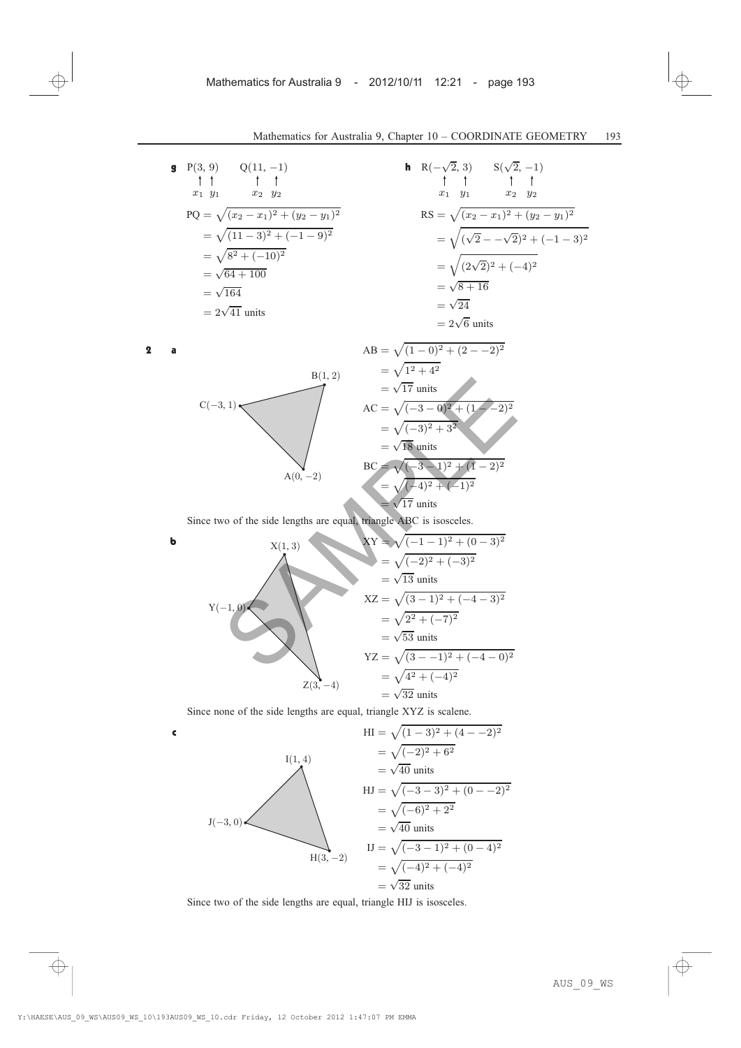**g** P(3, 9) Q(11, −1)

$x_1$ $y_1$ $x_2$ $y_2$

$$\begin{aligned}
PQ &= \sqrt{(x_2 - x_1)^2 + (y_2 - y_1)^2} \\
&= \sqrt{(11-3)^2 + (-1-9)^2} \\
&= \sqrt{8^2 + (-10)^2} \\
&= \sqrt{64 + 100} \\
&= \sqrt{164} \\
&= 2\sqrt{41} \text{ units}
\end{aligned}$$

**h** R($-\sqrt{2}$, 3) S($\sqrt{2}$, −1)

$x_1$ $y_1$ $x_2$ $y_2$

$$\begin{aligned}
RS &= \sqrt{(x_2 - x_1)^2 + (y_2 - y_1)^2} \\
&= \sqrt{(\sqrt{2} - -\sqrt{2})^2 + (-1-3)^2} \\
&= \sqrt{(2\sqrt{2})^2 + (-4)^2} \\
&= \sqrt{8 + 16} \\
&= \sqrt{24} \\
&= 2\sqrt{6} \text{ units}
\end{aligned}$$

**2** **a** B(1, 2), C(−3, 1), A(0, −2)

$$\begin{aligned}
AB &= \sqrt{(1-0)^2 + (2 - -2)^2} \\
&= \sqrt{1^2 + 4^2} \\
&= \sqrt{17} \text{ units} \\
AC &= \sqrt{(-3-0)^2 + (1 - -2)^2} \\
&= \sqrt{(-3)^2 + 3^2} \\
&= \sqrt{18} \text{ units} \\
BC &= \sqrt{(-3-1)^2 + (1-2)^2} \\
&= \sqrt{(-4)^2 + (-1)^2} \\
&= \sqrt{17} \text{ units}
\end{aligned}$$

Since two of the side lengths are equal, triangle ABC is isosceles.

**b** X(1, 3), Y(−1, 0), Z(3, −4)

$$\begin{aligned}
XY &= \sqrt{(-1-1)^2 + (0-3)^2} \\
&= \sqrt{(-2)^2 + (-3)^2} \\
&= \sqrt{13} \text{ units} \\
XZ &= \sqrt{(3-1)^2 + (-4-3)^2} \\
&= \sqrt{2^2 + (-7)^2} \\
&= \sqrt{53} \text{ units} \\
YZ &= \sqrt{(3 - -1)^2 + (-4-0)^2} \\
&= \sqrt{4^2 + (-4)^2} \\
&= \sqrt{32} \text{ units}
\end{aligned}$$

Since none of the side lengths are equal, triangle XYZ is scalene.

**c** I(1, 4), J(−3, 0), H(3, −2)

$$\begin{aligned}
HI &= \sqrt{(1-3)^2 + (4 - -2)^2} \\
&= \sqrt{(-2)^2 + 6^2} \\
&= \sqrt{40} \text{ units} \\
HJ &= \sqrt{(-3-3)^2 + (0 - -2)^2} \\
&= \sqrt{(-6)^2 + 2^2} \\
&= \sqrt{40} \text{ units} \\
IJ &= \sqrt{(-3-1)^2 + (0-4)^2} \\
&= \sqrt{(-4)^2 + (-4)^2} \\
&= \sqrt{32} \text{ units}
\end{aligned}$$

Since two of the side lengths are equal, triangle HIJ is isosceles.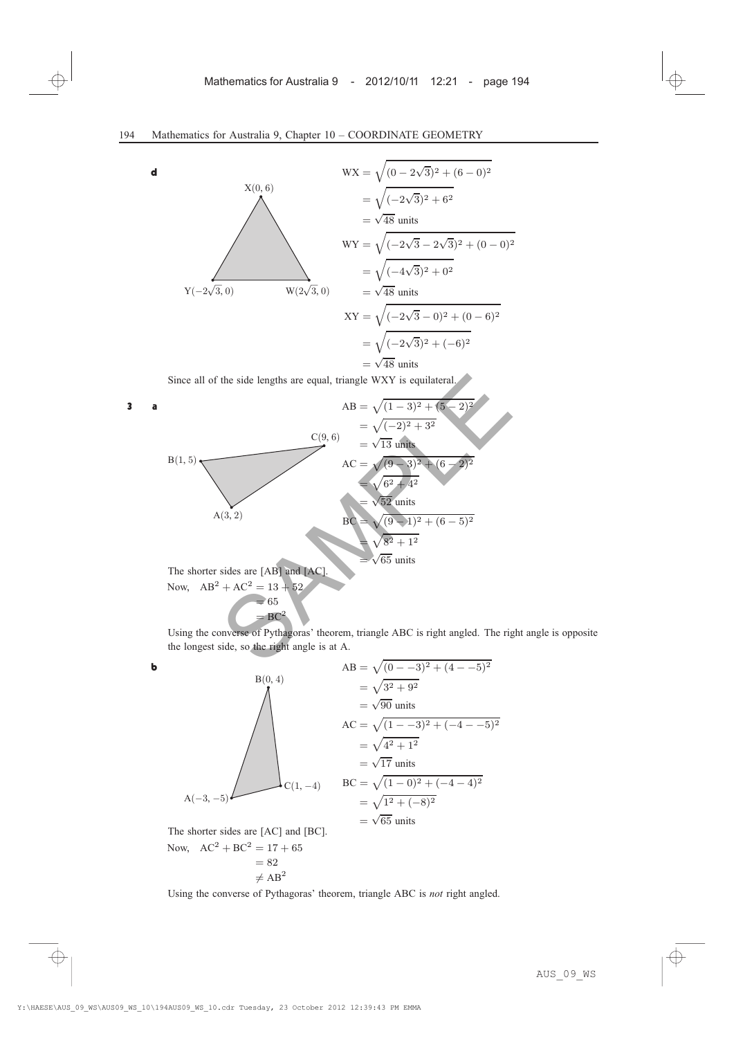**d**

X(0, 6)

Y($-2\sqrt{3}$, 0)

W($2\sqrt{3}$, 0)

$$\begin{aligned}
WX &= \sqrt{(0-2\sqrt{3})^2+(6-0)^2} \\
&= \sqrt{(-2\sqrt{3})^2+6^2} \\
&= \sqrt{48} \text{ units} \\
WY &= \sqrt{(-2\sqrt{3}-2\sqrt{3})^2+(0-0)^2} \\
&= \sqrt{(-4\sqrt{3})^2+0^2} \\
&= \sqrt{48} \text{ units} \\
XY &= \sqrt{(-2\sqrt{3}-0)^2+(0-6)^2} \\
&= \sqrt{(-2\sqrt{3})^2+(-6)^2} \\
&= \sqrt{48} \text{ units}
\end{aligned}$$

Since all of the side lengths are equal, triangle WXY is equilateral.

**3 a**

C(9, 6)

B(1, 5)

A(3, 2)

$$\begin{aligned}
AB &= \sqrt{(1-3)^2+(5-2)^2} \\
&= \sqrt{(-2)^2+3^2} \\
&= \sqrt{13} \text{ units} \\
AC &= \sqrt{(9-3)^2+(6-2)^2} \\
&= \sqrt{6^2+4^2} \\
&= \sqrt{52} \text{ units} \\
BC &= \sqrt{(9-1)^2+(6-5)^2} \\
&= \sqrt{8^2+1^2} \\
&= \sqrt{65} \text{ units}
\end{aligned}$$

The shorter sides are [AB] and [AC].

Now, $$\begin{aligned} AB^2+AC^2 &= 13+52 \\ &= 65 \\ &= BC^2 \end{aligned}$$

Using the converse of Pythagoras' theorem, triangle ABC is right angled. The right angle is opposite the longest side, so the right angle is at A.

**b**

B(0, 4)

A($-3$, $-5$)

C(1, $-4$)

$$\begin{aligned}
AB &= \sqrt{(0--3)^2+(4--5)^2} \\
&= \sqrt{3^2+9^2} \\
&= \sqrt{90} \text{ units} \\
AC &= \sqrt{(1--3)^2+(-4--5)^2} \\
&= \sqrt{4^2+1^2} \\
&= \sqrt{17} \text{ units} \\
BC &= \sqrt{(1-0)^2+(-4-4)^2} \\
&= \sqrt{1^2+(-8)^2} \\
&= \sqrt{65} \text{ units}
\end{aligned}$$

The shorter sides are [AC] and [BC].

Now, $$\begin{aligned} AC^2+BC^2 &= 17+65 \\ &= 82 \\ &\neq AB^2 \end{aligned}$$

Using the converse of Pythagoras' theorem, triangle ABC is *not* right angled.